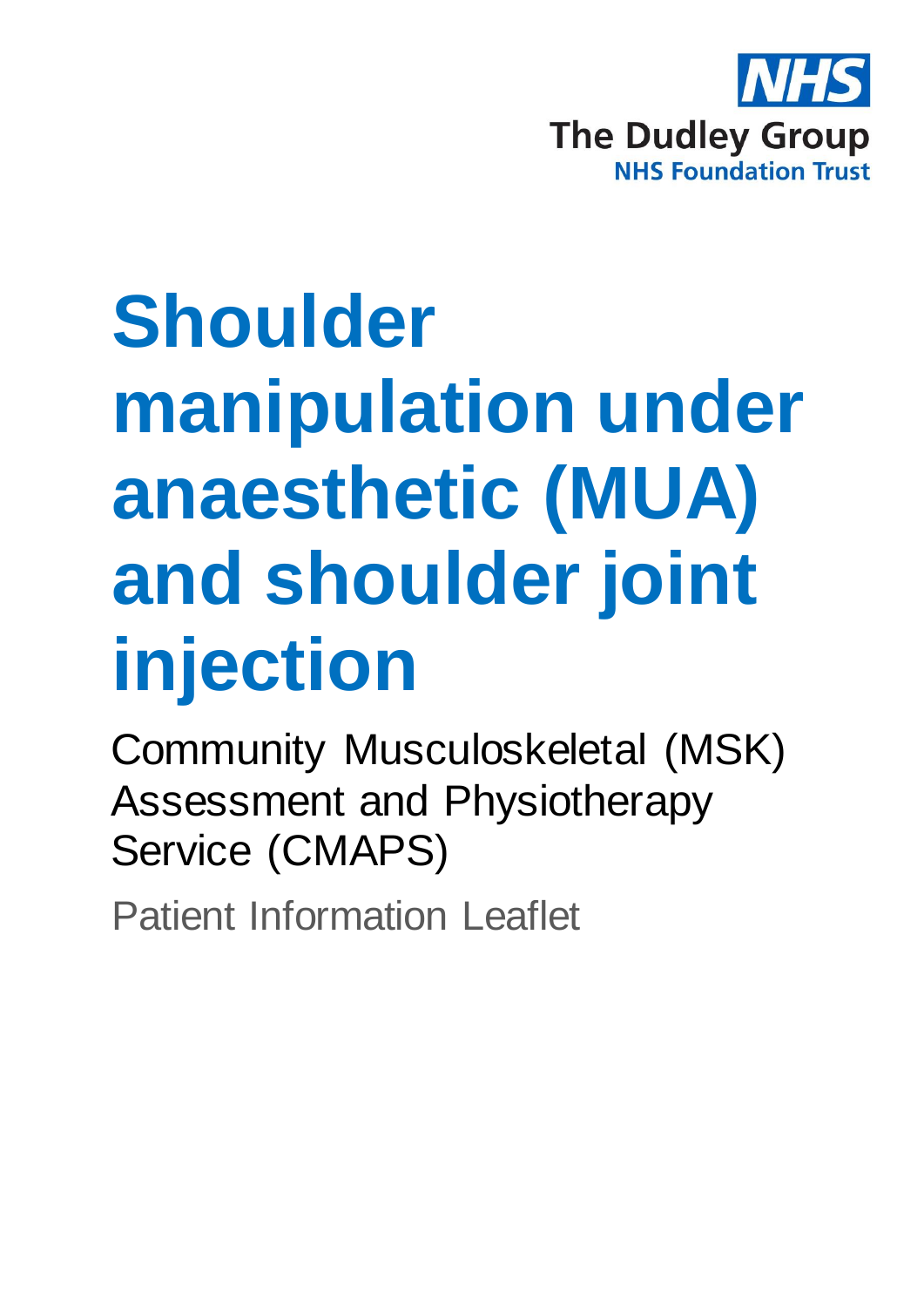NHS

The Dudley Group

NHS Foundation Trust

# Shoulder manipulation under anaesthetic (MUA) and shoulder joint injection

Community Musculoskeletal (MSK) Assessment and Physiotherapy Service (CMAPS)

Patient Information Leaflet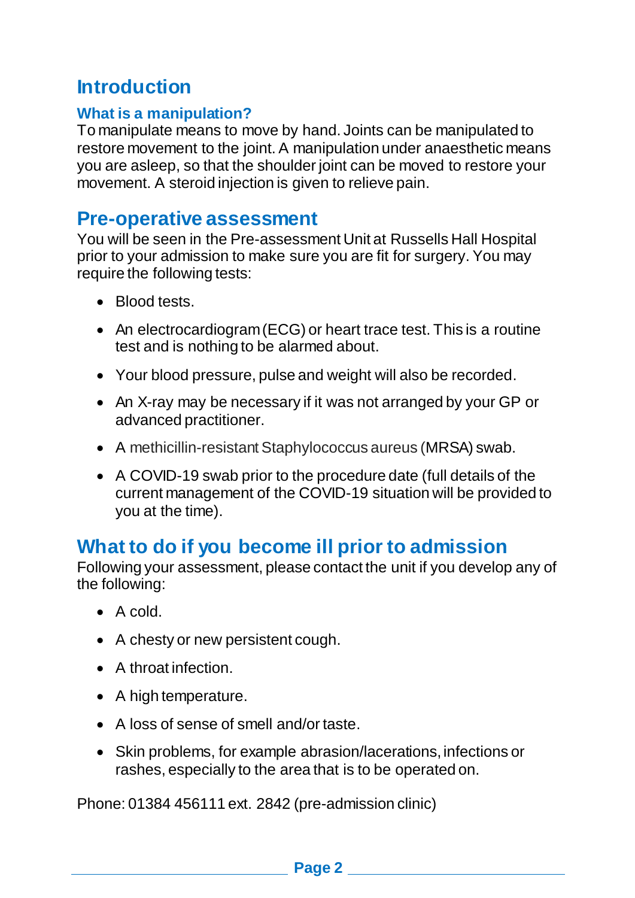# Introduction

### What is a manipulation?

To manipulate means to move by hand. Joints can be manipulated to restore movement to the joint. A manipulation under anaesthetic means you are asleep, so that the shoulder joint can be moved to restore your movement. A steroid injection is given to relieve pain.

## Pre-operative assessment

You will be seen in the Pre-assessment Unit at Russells Hall Hospital prior to your admission to make sure you are fit for surgery. You may require the following tests:

- Blood tests.
- An electrocardiogram (ECG) or heart trace test. This is a routine test and is nothing to be alarmed about.
- Your blood pressure, pulse and weight will also be recorded.
- An X-ray may be necessary if it was not arranged by your GP or advanced practitioner.
- A methicillin-resistant Staphylococcus aureus (MRSA) swab.
- A COVID-19 swab prior to the procedure date (full details of the current management of the COVID-19 situation will be provided to you at the time).

## What to do if you become ill prior to admission

Following your assessment, please contact the unit if you develop any of the following:

- A cold.
- A chesty or new persistent cough.
- A throat infection.
- A high temperature.
- A loss of sense of smell and/or taste.
- Skin problems, for example abrasion/lacerations, infections or rashes, especially to the area that is to be operated on.

Phone: 01384 456111 ext. 2842 (pre-admission clinic)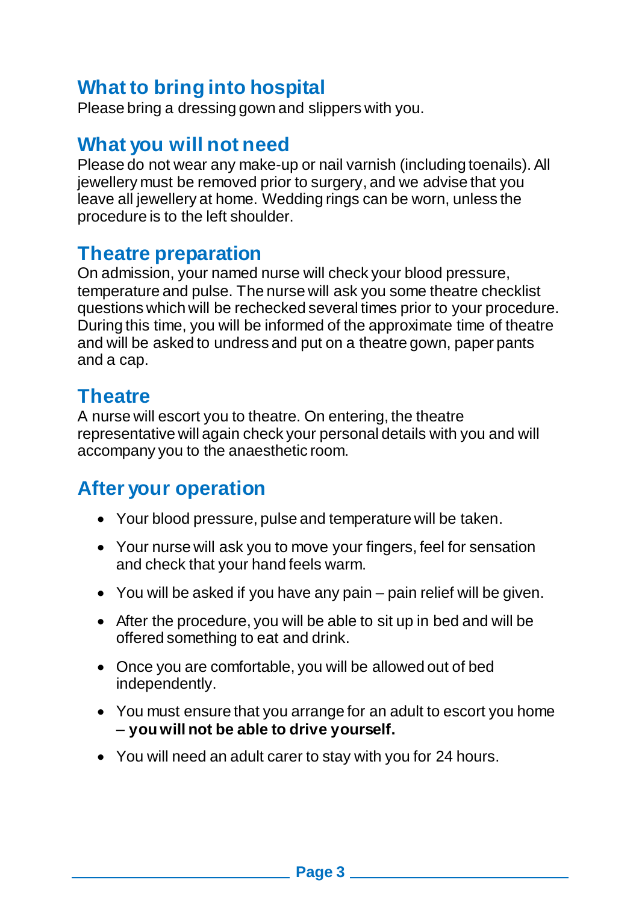## What to bring into hospital

Please bring a dressing gown and slippers with you.

## What you will not need

Please do not wear any make-up or nail varnish (including toenails). All jewellery must be removed prior to surgery, and we advise that you leave all jewellery at home. Wedding rings can be worn, unless the procedure is to the left shoulder.

## Theatre preparation

On admission, your named nurse will check your blood pressure, temperature and pulse. The nurse will ask you some theatre checklist questions which will be rechecked several times prior to your procedure. During this time, you will be informed of the approximate time of theatre and will be asked to undress and put on a theatre gown, paper pants and a cap.

## Theatre

A nurse will escort you to theatre. On entering, the theatre representative will again check your personal details with you and will accompany you to the anaesthetic room.

## After your operation

- Your blood pressure, pulse and temperature will be taken.
- Your nurse will ask you to move your fingers, feel for sensation and check that your hand feels warm.
- You will be asked if you have any pain – pain relief will be given.
- After the procedure, you will be able to sit up in bed and will be offered something to eat and drink.
- Once you are comfortable, you will be allowed out of bed independently.
- You must ensure that you arrange for an adult to escort you home – **you will not be able to drive yourself.**
- You will need an adult carer to stay with you for 24 hours.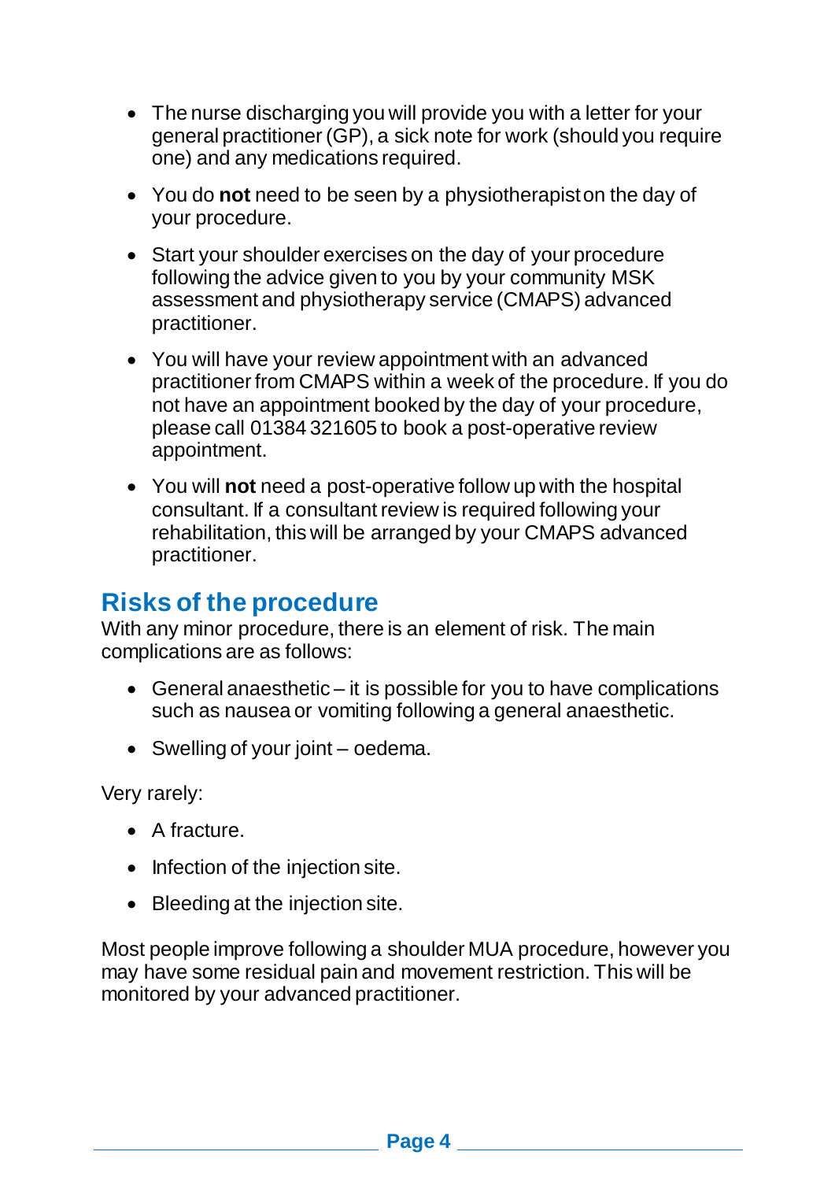- The nurse discharging you will provide you with a letter for your general practitioner (GP), a sick note for work (should you require one) and any medications required.
- You do **not** need to be seen by a physiotherapist on the day of your procedure.
- Start your shoulder exercises on the day of your procedure following the advice given to you by your community MSK assessment and physiotherapy service (CMAPS) advanced practitioner.
- You will have your review appointment with an advanced practitioner from CMAPS within a week of the procedure. If you do not have an appointment booked by the day of your procedure, please call 01384 321605 to book a post-operative review appointment.
- You will **not** need a post-operative follow up with the hospital consultant. If a consultant review is required following your rehabilitation, this will be arranged by your CMAPS advanced practitioner.

## Risks of the procedure

With any minor procedure, there is an element of risk. The main complications are as follows:

- General anaesthetic – it is possible for you to have complications such as nausea or vomiting following a general anaesthetic.
- Swelling of your joint – oedema.

Very rarely:

- A fracture.
- Infection of the injection site.
- Bleeding at the injection site.

Most people improve following a shoulder MUA procedure, however you may have some residual pain and movement restriction. This will be monitored by your advanced practitioner.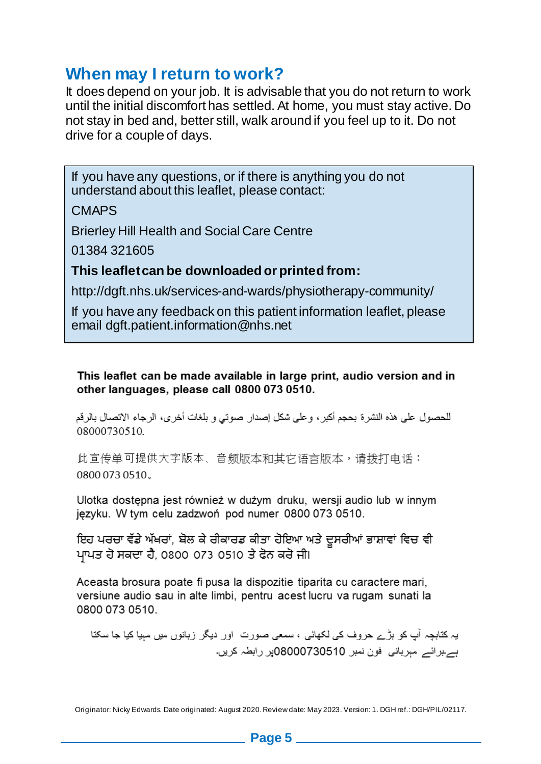## When may I return to work?

It does depend on your job. It is advisable that you do not return to work until the initial discomfort has settled. At home, you must stay active. Do not stay in bed and, better still, walk around if you feel up to it. Do not drive for a couple of days.

If you have any questions, or if there is anything you do not understand about this leaflet, please contact:

CMAPS

Brierley Hill Health and Social Care Centre

01384 321605

**This leaflet can be downloaded or printed from:**

http://dgft.nhs.uk/services-and-wards/physiotherapy-community/

If you have any feedback on this patient information leaflet, please email dgft.patient.information@nhs.net

**This leaflet can be made available in large print, audio version and in other languages, please call 0800 073 0510.**

للحصول على هذه النشرة بحجم أكبر، وعلى شكل إصدار صوتي و بلغات أخرى، الرجاء الاتصال بالرقم 08000730510.

此宣传单可提供大字版本、音频版本和其它语言版本，请拨打电话：0800 073 0510。

Ulotka dostępna jest również w dużym druku, wersji audio lub w innym języku. W tym celu zadzwoń pod numer 0800 073 0510.

ਇਹ ਪਰਚਾ ਵੱਡੇ ਅੱਖਰਾਂ, ਬੋਲ ਕੇ ਰੀਕਾਰਡ ਕੀਤਾ ਹੋਇਆ ਅਤੇ ਦੂਸਰੀਆਂ ਭਾਸ਼ਾਵਾਂ ਵਿਚ ਵੀ ਪ੍ਰਾਪਤ ਹੋ ਸਕਦਾ ਹੈ, 0800 073 0510 ਤੇ ਫੋਨ ਕਰੋ ਜੀ।

Aceasta brosura poate fi pusa la dispozitie tiparita cu caractere mari, versiune audio sau in alte limbi, pentru acest lucru va rugam sunati la 0800 073 0510.

یہ کتابچہ آپ کو بڑے حروف کی لکھائی ، سمعی صورت اور دیگر زبانوں میں مہیا کیا جا سکتا ہے۔برائے مہربانی فون نمبر 08000730510پر رابطہ کریں۔

Originator: Nicky Edwards. Date originated: August 2020. Review date: May 2023. Version: 1. DGH ref.: DGH/PIL/02117.